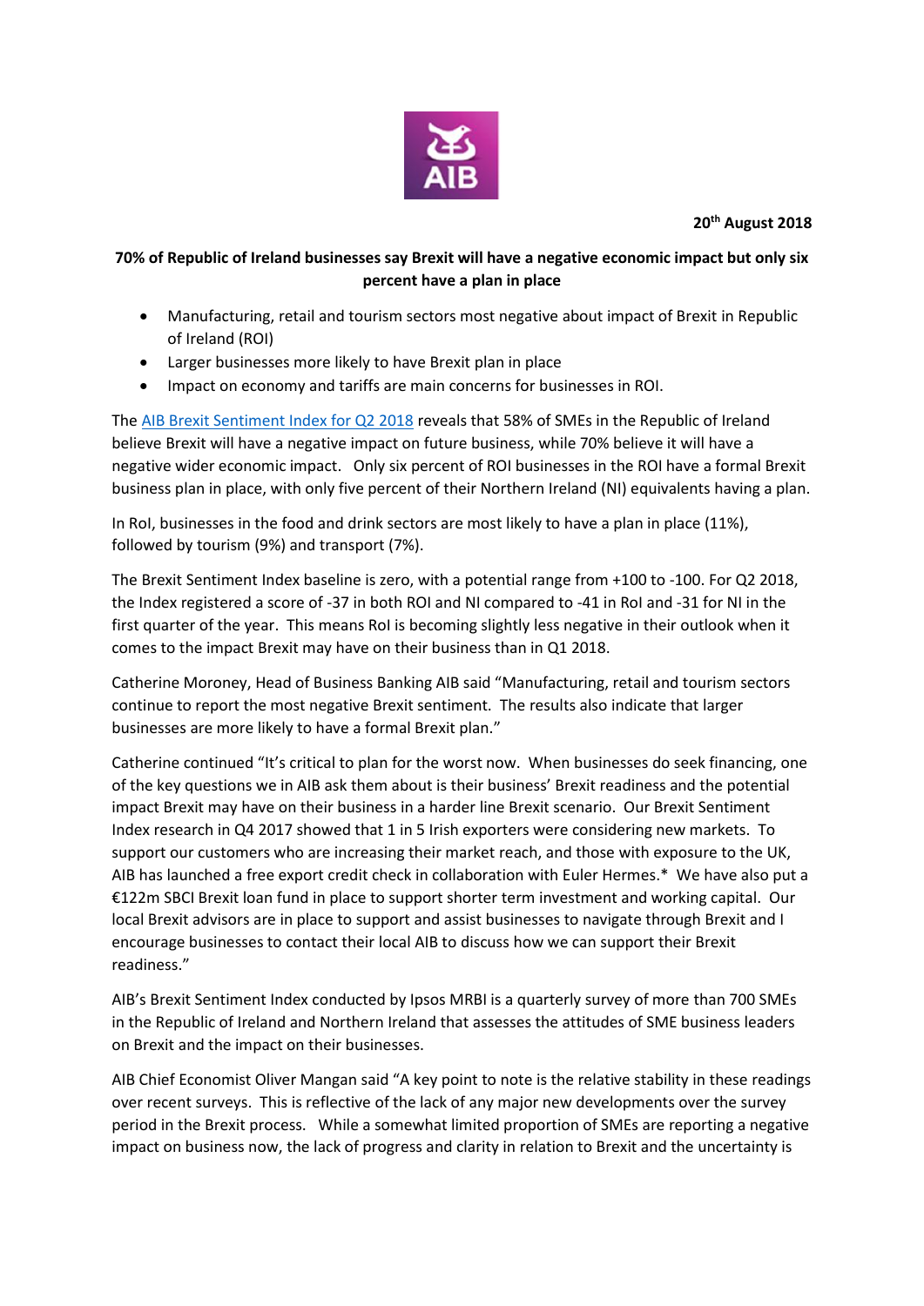**20th August 2018**

**70% of Republic of Ireland businesses say Brexit will have a negative economic impact but only six percent have a plan in place**

- Manufacturing, retail and tourism sectors most negative about impact of Brexit in Republic of Ireland (ROI)
- Larger businesses more likely to have Brexit plan in place
- Impact on economy and tariffs are main concerns for businesses in ROI.

The AIB Brexit Sentiment Index for Q2 2018 reveals that 58% of SMEs in the Republic of Ireland believe Brexit will have a negative impact on future business, while 70% believe it will have a negative wider economic impact. Only six percent of ROI businesses in the ROI have a formal Brexit business plan in place, with only five percent of their Northern Ireland (NI) equivalents having a plan.

In RoI, businesses in the food and drink sectors are most likely to have a plan in place (11%), followed by tourism (9%) and transport (7%).

The Brexit Sentiment Index baseline is zero, with a potential range from +100 to -100. For Q2 2018, the Index registered a score of -37 in both ROI and NI compared to -41 in RoI and -31 for NI in the first quarter of the year. This means RoI is becoming slightly less negative in their outlook when it comes to the impact Brexit may have on their business than in Q1 2018.

Catherine Moroney, Head of Business Banking AIB said "Manufacturing, retail and tourism sectors continue to report the most negative Brexit sentiment. The results also indicate that larger businesses are more likely to have a formal Brexit plan."

Catherine continued "It's critical to plan for the worst now. When businesses do seek financing, one of the key questions we in AIB ask them about is their business' Brexit readiness and the potential impact Brexit may have on their business in a harder line Brexit scenario. Our Brexit Sentiment Index research in Q4 2017 showed that 1 in 5 Irish exporters were considering new markets. To support our customers who are increasing their market reach, and those with exposure to the UK, AIB has launched a free export credit check in collaboration with Euler Hermes.* We have also put a €122m SBCI Brexit loan fund in place to support shorter term investment and working capital. Our local Brexit advisors are in place to support and assist businesses to navigate through Brexit and I encourage businesses to contact their local AIB to discuss how we can support their Brexit readiness."

AIB's Brexit Sentiment Index conducted by Ipsos MRBI is a quarterly survey of more than 700 SMEs in the Republic of Ireland and Northern Ireland that assesses the attitudes of SME business leaders on Brexit and the impact on their businesses.

AIB Chief Economist Oliver Mangan said "A key point to note is the relative stability in these readings over recent surveys. This is reflective of the lack of any major new developments over the survey period in the Brexit process. While a somewhat limited proportion of SMEs are reporting a negative impact on business now, the lack of progress and clarity in relation to Brexit and the uncertainty is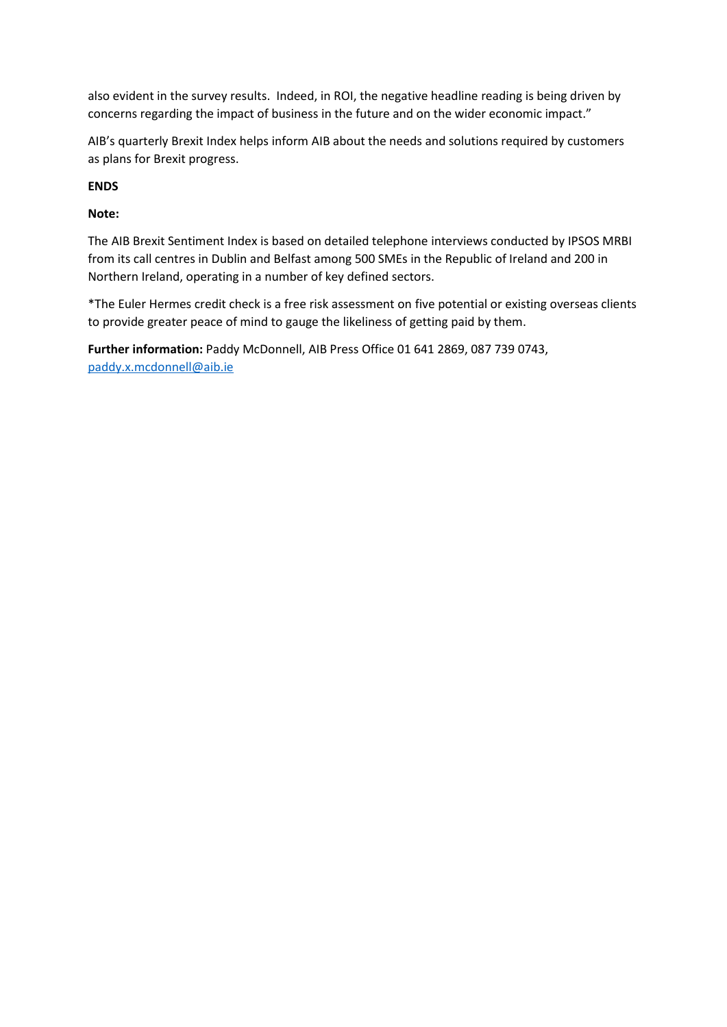also evident in the survey results. Indeed, in ROI, the negative headline reading is being driven by concerns regarding the impact of business in the future and on the wider economic impact."

AIB's quarterly Brexit Index helps inform AIB about the needs and solutions required by customers as plans for Brexit progress.

**ENDS**

**Note:**

The AIB Brexit Sentiment Index is based on detailed telephone interviews conducted by IPSOS MRBI from its call centres in Dublin and Belfast among 500 SMEs in the Republic of Ireland and 200 in Northern Ireland, operating in a number of key defined sectors.

*The Euler Hermes credit check is a free risk assessment on five potential or existing overseas clients to provide greater peace of mind to gauge the likeliness of getting paid by them.

**Further information:** Paddy McDonnell, AIB Press Office 01 641 2869, 087 739 0743, [paddy.x.mcdonnell@aib.ie](mailto:paddy.x.mcdonnell@aib.ie)